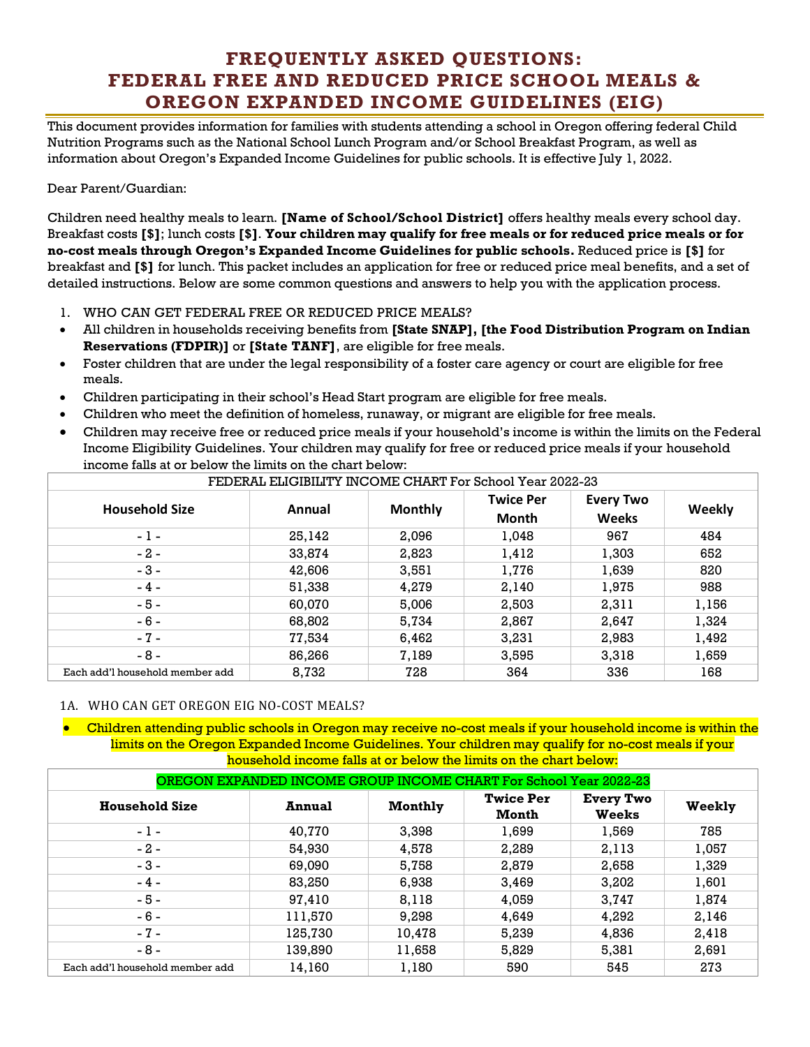# FREQUENTLY ASKED QUESTIONS: FEDERAL FREE AND REDUCED PRICE SCHOOL MEALS & OREGON EXPANDED INCOME GUIDELINES (EIG)

This document provides information for families with students attending a school in Oregon offering federal Child Nutrition Programs such as the National School Lunch Program and/or School Breakfast Program, as well as information about Oregon's Expanded Income Guidelines for public schools. It is effective July 1, 2022.

Dear Parent/Guardian:

Children need healthy meals to learn. **[Name of School/School District]** offers healthy meals every school day. Breakfast costs **[$]**; lunch costs **[$]**. **Your children may qualify for free meals or for reduced price meals or for no-cost meals through Oregon's Expanded Income Guidelines for public schools.** Reduced price is **[$]** for breakfast and **[$]** for lunch. This packet includes an application for free or reduced price meal benefits, and a set of detailed instructions. Below are some common questions and answers to help you with the application process.

1. WHO CAN GET FEDERAL FREE OR REDUCED PRICE MEALS?

- All children in households receiving benefits from **[State SNAP], [the Food Distribution Program on Indian Reservations (FDPIR)]** or **[State TANF]**, are eligible for free meals.
- Foster children that are under the legal responsibility of a foster care agency or court are eligible for free meals.
- Children participating in their school's Head Start program are eligible for free meals.
- Children who meet the definition of homeless, runaway, or migrant are eligible for free meals.
- Children may receive free or reduced price meals if your household's income is within the limits on the Federal Income Eligibility Guidelines. Your children may qualify for free or reduced price meals if your household income falls at or below the limits on the chart below:

| FEDERAL ELIGIBILITY INCOME CHART For School Year 2022-23 | | | | | |
|---|---|---|---|---|---|
| **Household Size** | **Annual** | **Monthly** | **Twice Per Month** | **Every Two Weeks** | **Weekly** |
| - 1 - | 25,142 | 2,096 | 1,048 | 967 | 484 |
| - 2 - | 33,874 | 2,823 | 1,412 | 1,303 | 652 |
| - 3 - | 42,606 | 3,551 | 1,776 | 1,639 | 820 |
| - 4 - | 51,338 | 4,279 | 2,140 | 1,975 | 988 |
| - 5 - | 60,070 | 5,006 | 2,503 | 2,311 | 1,156 |
| - 6 - | 68,802 | 5,734 | 2,867 | 2,647 | 1,324 |
| - 7 - | 77,534 | 6,462 | 3,231 | 2,983 | 1,492 |
| - 8 - | 86,266 | 7,189 | 3,595 | 3,318 | 1,659 |
| Each add'l household member add | 8,732 | 728 | 364 | 336 | 168 |

1A. WHO CAN GET OREGON EIG NO-COST MEALS?

- **Children attending public schools in Oregon may receive no-cost meals if your household income is within the limits on the Oregon Expanded Income Guidelines. Your children may qualify for no-cost meals if your household income falls at or below the limits on the chart below:**

| OREGON EXPANDED INCOME GROUP INCOME CHART For School Year 2022-23 | | | | | |
|---|---|---|---|---|---|
| **Household Size** | **Annual** | **Monthly** | **Twice Per Month** | **Every Two Weeks** | **Weekly** |
| - 1 - | 40,770 | 3,398 | 1,699 | 1,569 | 785 |
| - 2 - | 54,930 | 4,578 | 2,289 | 2,113 | 1,057 |
| - 3 - | 69,090 | 5,758 | 2,879 | 2,658 | 1,329 |
| - 4 - | 83,250 | 6,938 | 3,469 | 3,202 | 1,601 |
| - 5 - | 97,410 | 8,118 | 4,059 | 3,747 | 1,874 |
| - 6 - | 111,570 | 9,298 | 4,649 | 4,292 | 2,146 |
| - 7 - | 125,730 | 10,478 | 5,239 | 4,836 | 2,418 |
| - 8 - | 139,890 | 11,658 | 5,829 | 5,381 | 2,691 |
| Each add'l household member add | 14,160 | 1,180 | 590 | 545 | 273 |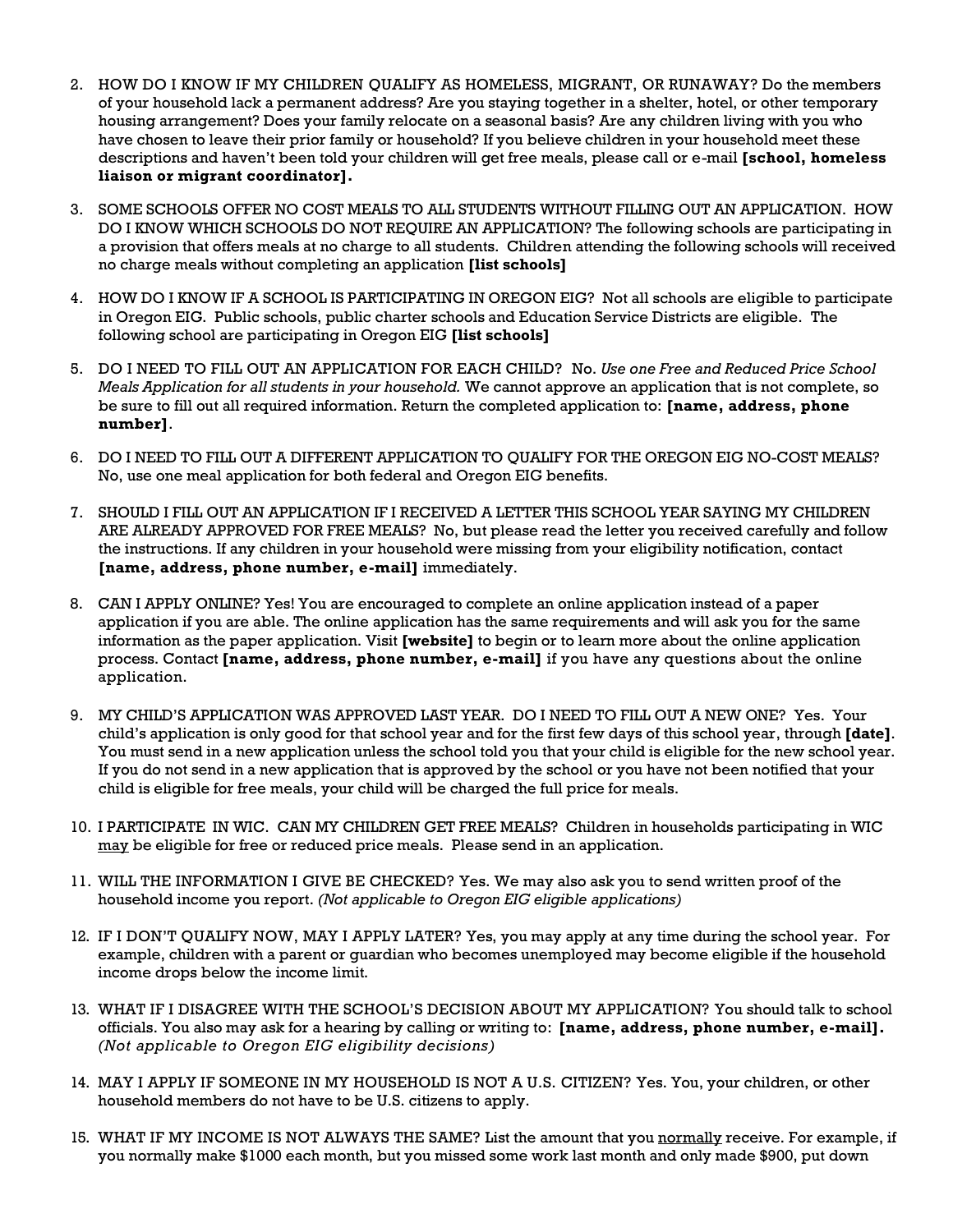2. HOW DO I KNOW IF MY CHILDREN QUALIFY AS HOMELESS, MIGRANT, OR RUNAWAY? Do the members of your household lack a permanent address? Are you staying together in a shelter, hotel, or other temporary housing arrangement? Does your family relocate on a seasonal basis? Are any children living with you who have chosen to leave their prior family or household? If you believe children in your household meet these descriptions and haven't been told your children will get free meals, please call or e-mail **[school, homeless liaison or migrant coordinator].**

3. SOME SCHOOLS OFFER NO COST MEALS TO ALL STUDENTS WITHOUT FILLING OUT AN APPLICATION. HOW DO I KNOW WHICH SCHOOLS DO NOT REQUIRE AN APPLICATION? The following schools are participating in a provision that offers meals at no charge to all students. Children attending the following schools will received no charge meals without completing an application **[list schools]**

4. HOW DO I KNOW IF A SCHOOL IS PARTICIPATING IN OREGON EIG? Not all schools are eligible to participate in Oregon EIG. Public schools, public charter schools and Education Service Districts are eligible. The following school are participating in Oregon EIG **[list schools]**

5. DO I NEED TO FILL OUT AN APPLICATION FOR EACH CHILD? No. *Use one Free and Reduced Price School Meals Application for all students in your household.* We cannot approve an application that is not complete, so be sure to fill out all required information. Return the completed application to: **[name, address, phone number]**.

6. DO I NEED TO FILL OUT A DIFFERENT APPLICATION TO QUALIFY FOR THE OREGON EIG NO-COST MEALS? No, use one meal application for both federal and Oregon EIG benefits.

7. SHOULD I FILL OUT AN APPLICATION IF I RECEIVED A LETTER THIS SCHOOL YEAR SAYING MY CHILDREN ARE ALREADY APPROVED FOR FREE MEALS? No, but please read the letter you received carefully and follow the instructions. If any children in your household were missing from your eligibility notification, contact **[name, address, phone number, e-mail]** immediately.

8. CAN I APPLY ONLINE? Yes! You are encouraged to complete an online application instead of a paper application if you are able. The online application has the same requirements and will ask you for the same information as the paper application. Visit **[website]** to begin or to learn more about the online application process. Contact **[name, address, phone number, e-mail]** if you have any questions about the online application.

9. MY CHILD'S APPLICATION WAS APPROVED LAST YEAR. DO I NEED TO FILL OUT A NEW ONE? Yes. Your child's application is only good for that school year and for the first few days of this school year, through **[date]**. You must send in a new application unless the school told you that your child is eligible for the new school year. If you do not send in a new application that is approved by the school or you have not been notified that your child is eligible for free meals, your child will be charged the full price for meals.

10. I PARTICIPATE IN WIC. CAN MY CHILDREN GET FREE MEALS? Children in households participating in WIC <u>may</u> be eligible for free or reduced price meals. Please send in an application.

11. WILL THE INFORMATION I GIVE BE CHECKED? Yes. We may also ask you to send written proof of the household income you report. *(Not applicable to Oregon EIG eligible applications)*

12. IF I DON'T QUALIFY NOW, MAY I APPLY LATER? Yes, you may apply at any time during the school year. For example, children with a parent or guardian who becomes unemployed may become eligible if the household income drops below the income limit.

13. WHAT IF I DISAGREE WITH THE SCHOOL'S DECISION ABOUT MY APPLICATION? You should talk to school officials. You also may ask for a hearing by calling or writing to: **[name, address, phone number, e-mail].** *(Not applicable to Oregon EIG eligibility decisions)*

14. MAY I APPLY IF SOMEONE IN MY HOUSEHOLD IS NOT A U.S. CITIZEN? Yes. You, your children, or other household members do not have to be U.S. citizens to apply.

15. WHAT IF MY INCOME IS NOT ALWAYS THE SAME? List the amount that you <u>normally</u> receive. For example, if you normally make $1000 each month, but you missed some work last month and only made $900, put down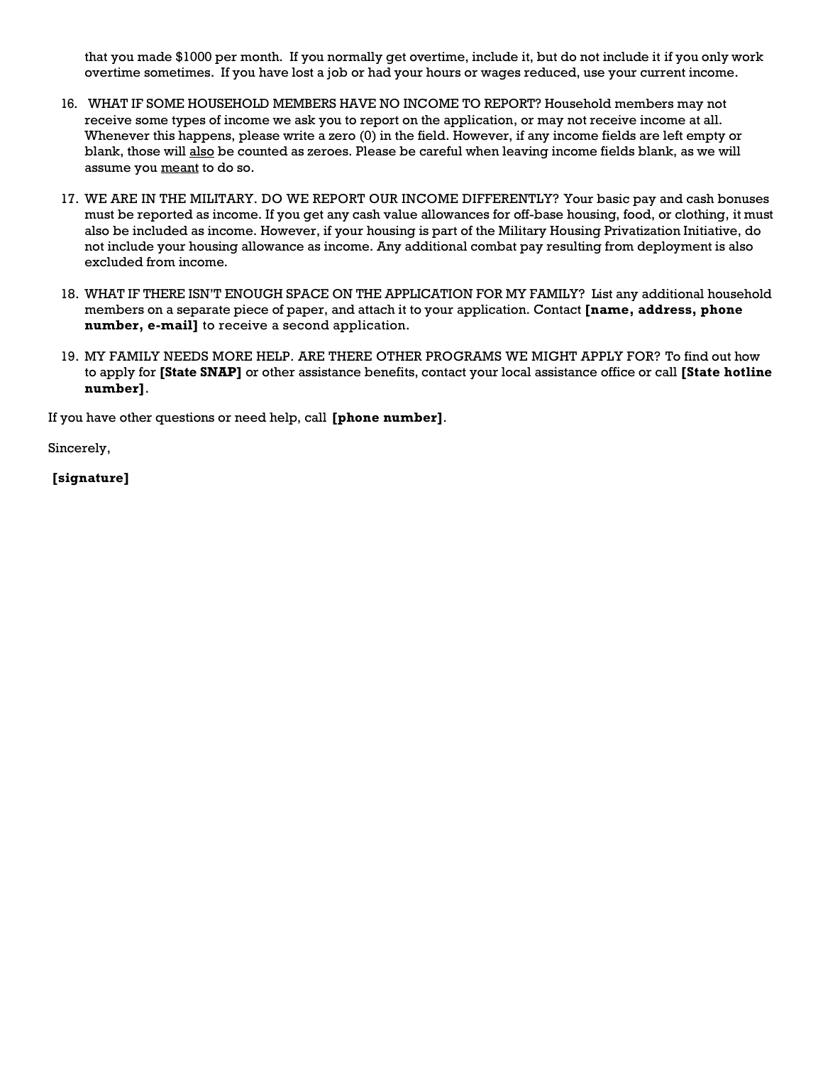that you made $1000 per month. If you normally get overtime, include it, but do not include it if you only work overtime sometimes. If you have lost a job or had your hours or wages reduced, use your current income.

16. WHAT IF SOME HOUSEHOLD MEMBERS HAVE NO INCOME TO REPORT? Household members may not receive some types of income we ask you to report on the application, or may not receive income at all. Whenever this happens, please write a zero (0) in the field. However, if any income fields are left empty or blank, those will <u>also</u> be counted as zeroes. Please be careful when leaving income fields blank, as we will assume you <u>meant</u> to do so.

17. WE ARE IN THE MILITARY. DO WE REPORT OUR INCOME DIFFERENTLY? Your basic pay and cash bonuses must be reported as income. If you get any cash value allowances for off-base housing, food, or clothing, it must also be included as income. However, if your housing is part of the Military Housing Privatization Initiative, do not include your housing allowance as income. Any additional combat pay resulting from deployment is also excluded from income.

18. WHAT IF THERE ISN'T ENOUGH SPACE ON THE APPLICATION FOR MY FAMILY? List any additional household members on a separate piece of paper, and attach it to your application. Contact **[name, address, phone number, e-mail]** to receive a second application.

19. MY FAMILY NEEDS MORE HELP. ARE THERE OTHER PROGRAMS WE MIGHT APPLY FOR? To find out how to apply for **[State SNAP]** or other assistance benefits, contact your local assistance office or call **[State hotline number]**.

If you have other questions or need help, call **[phone number]**.

Sincerely,

**[signature]**